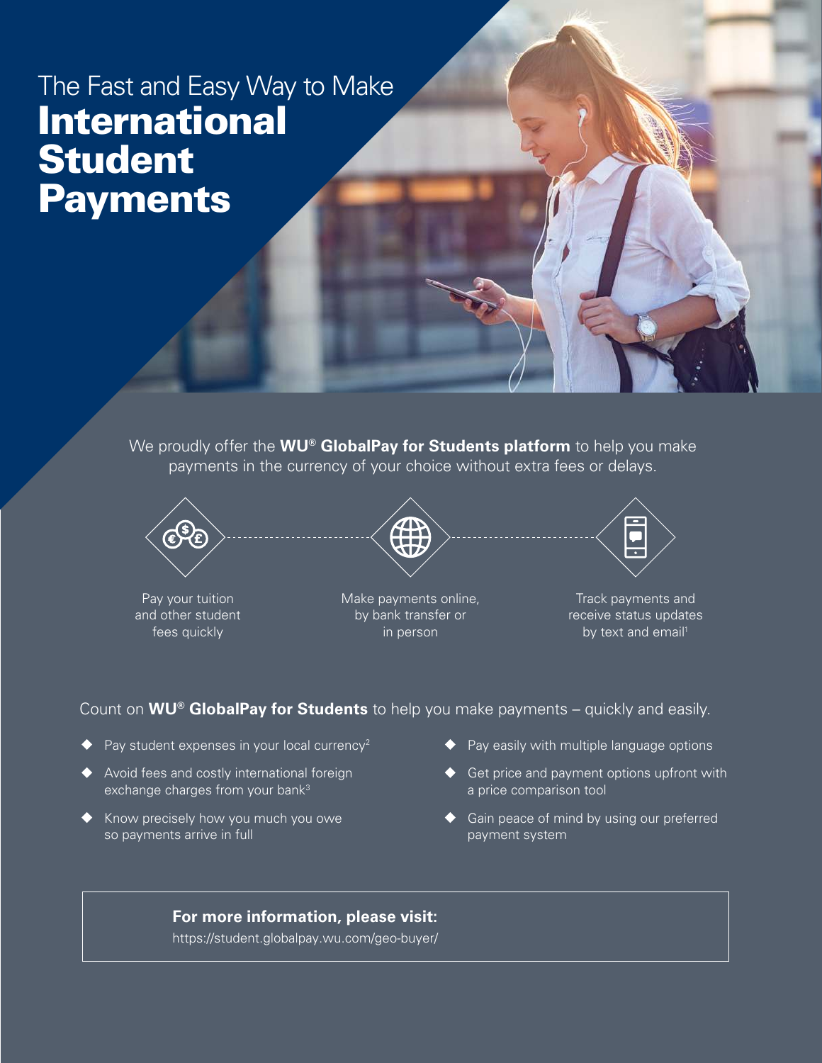# The Fast and Easy Way to Make **International Student Payments**

We proudly offer the **WU® GlobalPay for Students platform** to help you make payments in the currency of your choice without extra fees or delays.

Pay your tuition and other student fees quickly

Make payments online, by bank transfer or in person

Track payments and receive status updates by text and email[1]

Count on **WU® GlobalPay for Students** to help you make payments – quickly and easily.

- Pay student expenses in your local currency[2]
- Avoid fees and costly international foreign exchange charges from your bank[3]
- Know precisely how you much you owe so payments arrive in full
- Pay easily with multiple language options
- Get price and payment options upfront with a price comparison tool
- Gain peace of mind by using our preferred payment system

**For more information, please visit:**
https://student.globalpay.wu.com/geo-buyer/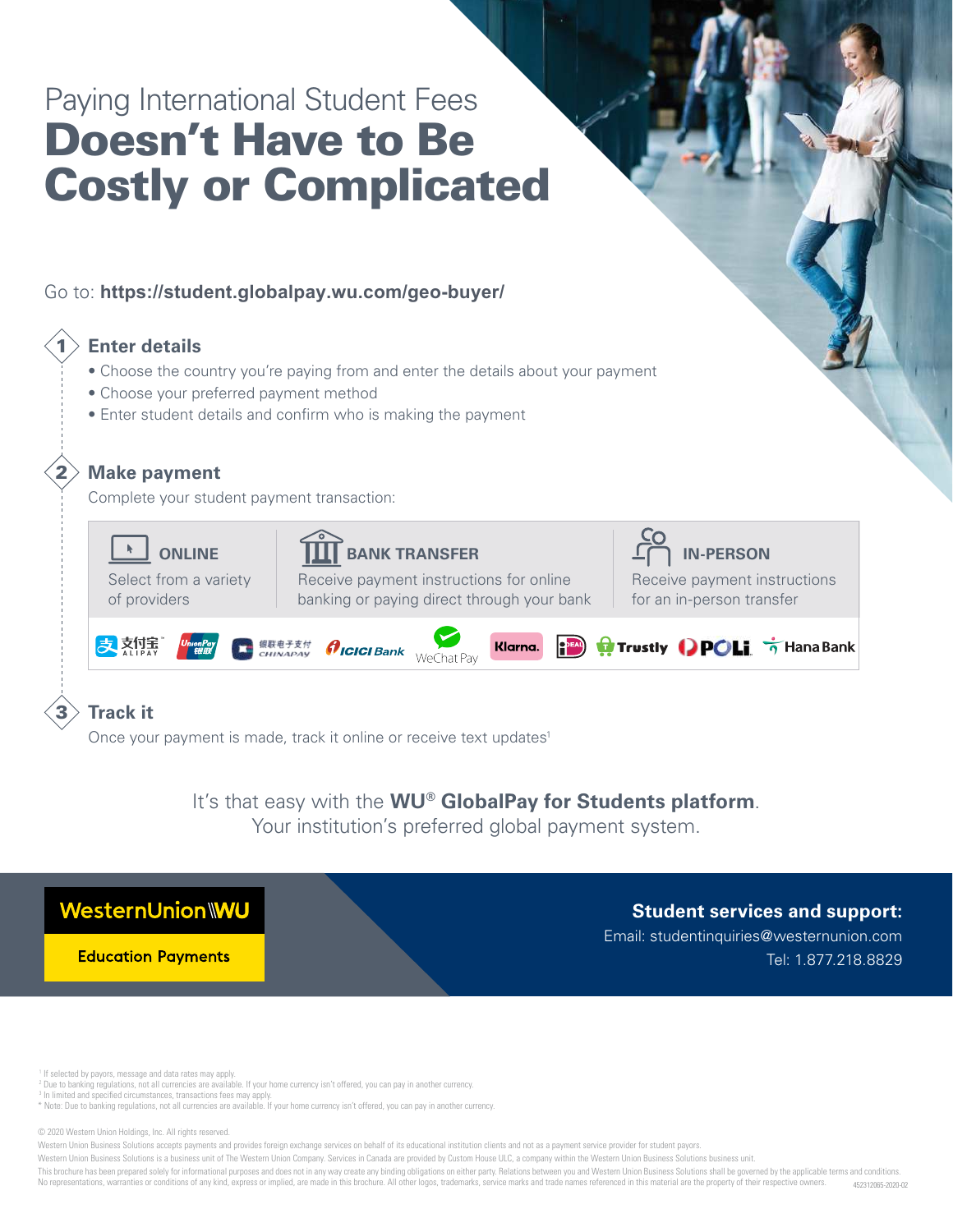Paying International Student Fees

# Doesn't Have to Be Costly or Complicated

Go to: **https://student.globalpay.wu.com/geo-buyer/**

## 1 Enter details

- Choose the country you're paying from and enter the details about your payment
- Choose your preferred payment method
- Enter student details and confirm who is making the payment

## 2 Make payment

Complete your student payment transaction:

**ONLINE**
Select from a variety of providers

**BANK TRANSFER**
Receive payment instructions for online banking or paying direct through your bank

**IN-PERSON**
Receive payment instructions for an in-person transfer

支付宝 ALIPAY · UnionPay 银联 · 银联电子支付 CHINAPAY · ICICI Bank · WeChat Pay · Klarna. · iDEAL · Trustly · POLi · Hana Bank

## 3 Track it

Once your payment is made, track it online or receive text updates[1]

It's that easy with the **WU® GlobalPay for Students platform**.
Your institution's preferred global payment system.

WesternUnion WU
Education Payments

**Student services and support:**
Email: studentinquiries@westernunion.com
Tel: 1.877.218.8829

[1] If selected by payors, message and data rates may apply.
[2] Due to banking regulations, not all currencies are available. If your home currency isn't offered, you can pay in another currency.
[3] In limited and specified circumstances, transactions fees may apply.
* Note: Due to banking regulations, not all currencies are available. If your home currency isn't offered, you can pay in another currency.

© 2020 Western Union Holdings, Inc. All rights reserved.
Western Union Business Solutions accepts payments and provides foreign exchange services on behalf of its educational institution clients and not as a payment service provider for student payors.
Western Union Business Solutions is a business unit of The Western Union Company. Services in Canada are provided by Custom House ULC, a company within the Western Union Business Solutions business unit.
This brochure has been prepared solely for informational purposes and does not in any way create any binding obligations on either party. Relations between you and Western Union Business Solutions shall be governed by the applicable terms and conditions. No representations, warranties or conditions of any kind, express or implied, are made in this brochure. All other logos, trademarks, service marks and trade names referenced in this material are the property of their respective owners.

452312065-2020-02